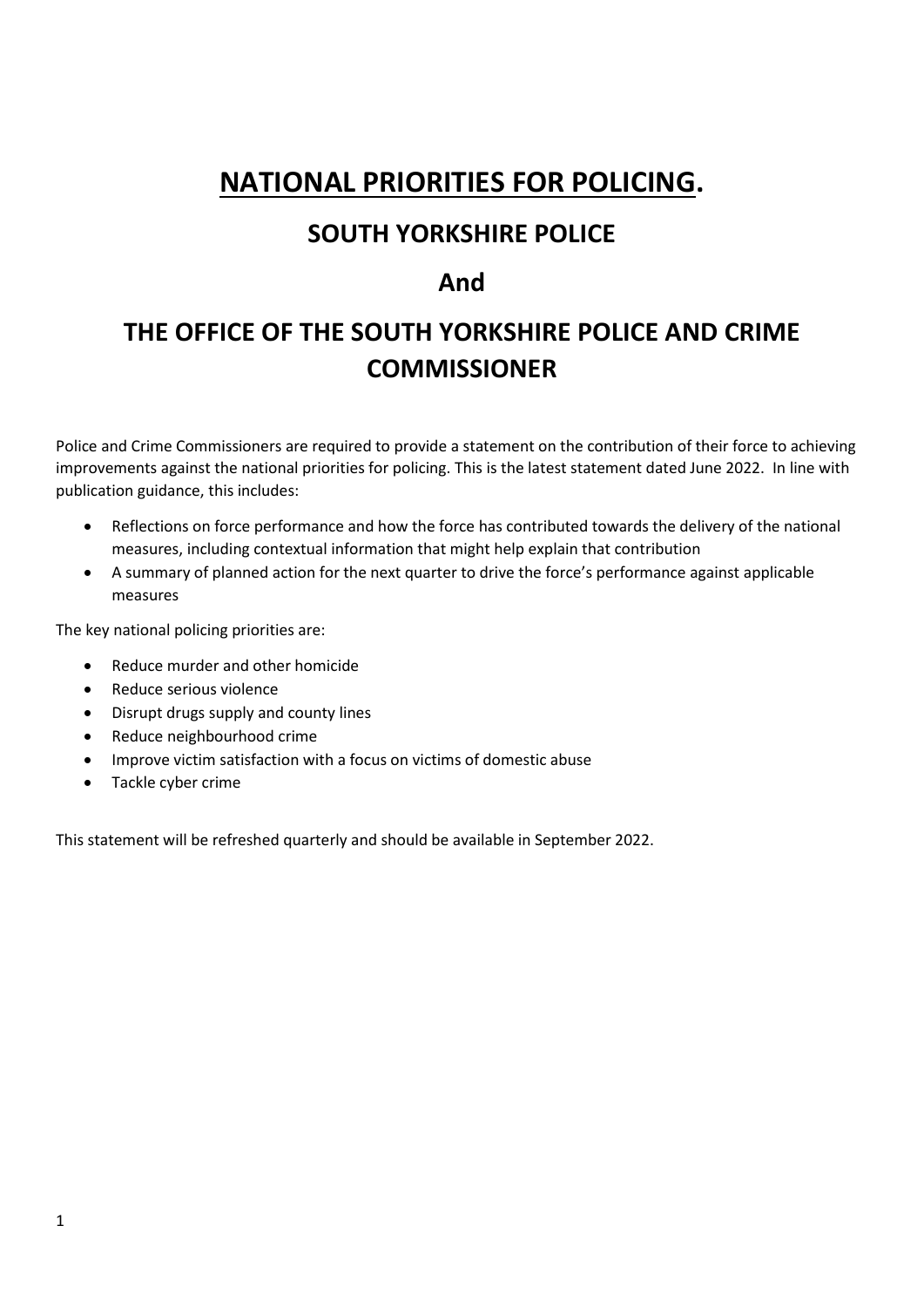# NATIONAL PRIORITIES FOR POLICING.

## SOUTH YORKSHIRE POLICE

## And

## THE OFFICE OF THE SOUTH YORKSHIRE POLICE AND CRIME COMMISSIONER

Police and Crime Commissioners are required to provide a statement on the contribution of their force to achieving improvements against the national priorities for policing. This is the latest statement dated June 2022. In line with publication guidance, this includes:

- Reflections on force performance and how the force has contributed towards the delivery of the national measures, including contextual information that might help explain that contribution
- A summary of planned action for the next quarter to drive the force's performance against applicable measures

The key national policing priorities are:

- Reduce murder and other homicide
- Reduce serious violence
- Disrupt drugs supply and county lines
- Reduce neighbourhood crime
- Improve victim satisfaction with a focus on victims of domestic abuse
- Tackle cyber crime

This statement will be refreshed quarterly and should be available in September 2022.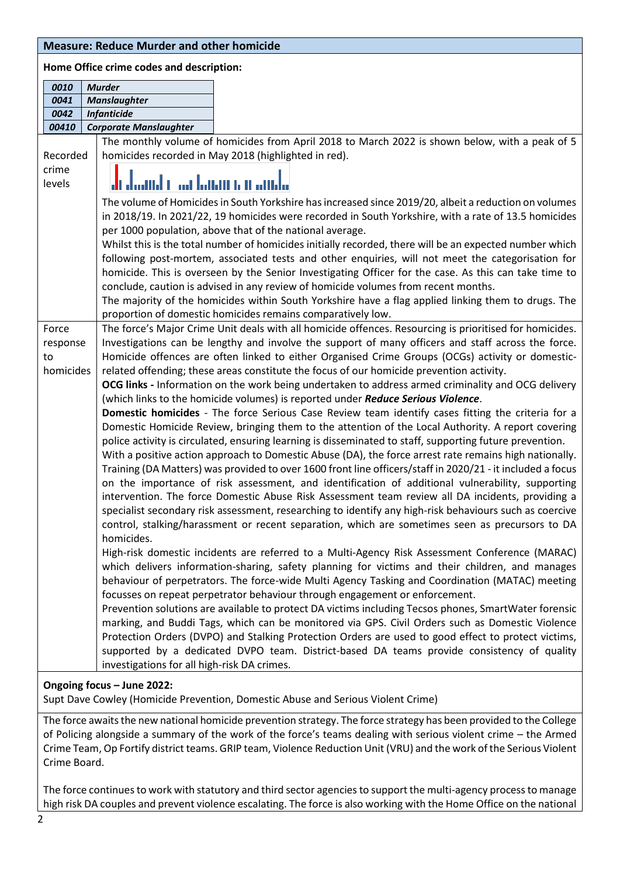## Measure: Reduce Murder and other homicide

**Home Office crime codes and description:**

| | |
|---|---|
| ***0010*** | ***Murder*** |
| ***0041*** | ***Manslaughter*** |
| ***0042*** | ***Infanticide*** |
| ***00410*** | ***Corporate Manslaughter*** |

| | |
|---|---|
| Recorded crime levels | The monthly volume of homicides from April 2018 to March 2022 is shown below, with a peak of 5 homicides recorded in May 2018 (highlighted in red).<br><br>The volume of Homicides in South Yorkshire has increased since 2019/20, albeit a reduction on volumes in 2018/19. In 2021/22, 19 homicides were recorded in South Yorkshire, with a rate of 13.5 homicides per 1000 population, above that of the national average.<br>Whilst this is the total number of homicides initially recorded, there will be an expected number which following post-mortem, associated tests and other enquiries, will not meet the categorisation for homicide. This is overseen by the Senior Investigating Officer for the case. As this can take time to conclude, caution is advised in any review of homicide volumes from recent months.<br>The majority of the homicides within South Yorkshire have a flag applied linking them to drugs. The proportion of domestic homicides remains comparatively low. |
| Force response to homicides | The force's Major Crime Unit deals with all homicide offences. Resourcing is prioritised for homicides. Investigations can be lengthy and involve the support of many officers and staff across the force. Homicide offences are often linked to either Organised Crime Groups (OCGs) activity or domestic-related offending; these areas constitute the focus of our homicide prevention activity.<br>**OCG links -** Information on the work being undertaken to address armed criminality and OCG delivery (which links to the homicide volumes) is reported under ***Reduce Serious Violence***.<br>**Domestic homicides** - The force Serious Case Review team identify cases fitting the criteria for a Domestic Homicide Review, bringing them to the attention of the Local Authority. A report covering police activity is circulated, ensuring learning is disseminated to staff, supporting future prevention.<br>With a positive action approach to Domestic Abuse (DA), the force arrest rate remains high nationally. Training (DA Matters) was provided to over 1600 front line officers/staff in 2020/21 - it included a focus on the importance of risk assessment, and identification of additional vulnerability, supporting intervention. The force Domestic Abuse Risk Assessment team review all DA incidents, providing a specialist secondary risk assessment, researching to identify any high-risk behaviours such as coercive control, stalking/harassment or recent separation, which are sometimes seen as precursors to DA homicides.<br>High-risk domestic incidents are referred to a Multi-Agency Risk Assessment Conference (MARAC) which delivers information-sharing, safety planning for victims and their children, and manages behaviour of perpetrators. The force-wide Multi Agency Tasking and Coordination (MATAC) meeting focusses on repeat perpetrator behaviour through engagement or enforcement.<br>Prevention solutions are available to protect DA victims including Tecsos phones, SmartWater forensic marking, and Buddi Tags, which can be monitored via GPS. Civil Orders such as Domestic Violence Protection Orders (DVPO) and Stalking Protection Orders are used to good effect to protect victims, supported by a dedicated DVPO team. District-based DA teams provide consistency of quality investigations for all high-risk DA crimes. |

**Ongoing focus – June 2022:**
Supt Dave Cowley (Homicide Prevention, Domestic Abuse and Serious Violent Crime)

The force awaits the new national homicide prevention strategy. The force strategy has been provided to the College of Policing alongside a summary of the work of the force's teams dealing with serious violent crime – the Armed Crime Team, Op Fortify district teams. GRIP team, Violence Reduction Unit (VRU) and the work of the Serious Violent Crime Board.

The force continues to work with statutory and third sector agencies to support the multi-agency process to manage high risk DA couples and prevent violence escalating. The force is also working with the Home Office on the national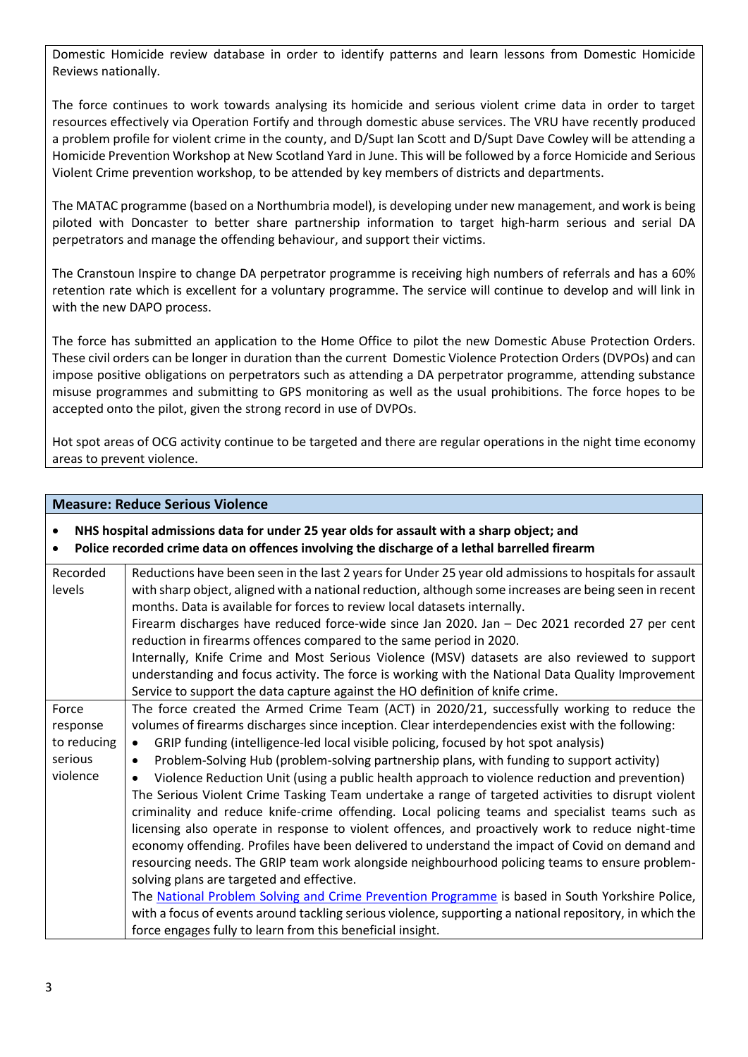Domestic Homicide review database in order to identify patterns and learn lessons from Domestic Homicide Reviews nationally.

The force continues to work towards analysing its homicide and serious violent crime data in order to target resources effectively via Operation Fortify and through domestic abuse services. The VRU have recently produced a problem profile for violent crime in the county, and D/Supt Ian Scott and D/Supt Dave Cowley will be attending a Homicide Prevention Workshop at New Scotland Yard in June. This will be followed by a force Homicide and Serious Violent Crime prevention workshop, to be attended by key members of districts and departments.

The MATAC programme (based on a Northumbria model), is developing under new management, and work is being piloted with Doncaster to better share partnership information to target high-harm serious and serial DA perpetrators and manage the offending behaviour, and support their victims.

The Cranstoun Inspire to change DA perpetrator programme is receiving high numbers of referrals and has a 60% retention rate which is excellent for a voluntary programme. The service will continue to develop and will link in with the new DAPO process.

The force has submitted an application to the Home Office to pilot the new Domestic Abuse Protection Orders. These civil orders can be longer in duration than the current Domestic Violence Protection Orders (DVPOs) and can impose positive obligations on perpetrators such as attending a DA perpetrator programme, attending substance misuse programmes and submitting to GPS monitoring as well as the usual prohibitions. The force hopes to be accepted onto the pilot, given the strong record in use of DVPOs.

Hot spot areas of OCG activity continue to be targeted and there are regular operations in the night time economy areas to prevent violence.

**Measure: Reduce Serious Violence**

- **NHS hospital admissions data for under 25 year olds for assault with a sharp object; and**
- **Police recorded crime data on offences involving the discharge of a lethal barrelled firearm**

| | |
|---|---|
| Recorded levels | Reductions have been seen in the last 2 years for Under 25 year old admissions to hospitals for assault with sharp object, aligned with a national reduction, although some increases are being seen in recent months. Data is available for forces to review local datasets internally.<br>Firearm discharges have reduced force-wide since Jan 2020. Jan – Dec 2021 recorded 27 per cent reduction in firearms offences compared to the same period in 2020.<br>Internally, Knife Crime and Most Serious Violence (MSV) datasets are also reviewed to support understanding and focus activity. The force is working with the National Data Quality Improvement Service to support the data capture against the HO definition of knife crime. |
| Force response to reducing serious violence | The force created the Armed Crime Team (ACT) in 2020/21, successfully working to reduce the volumes of firearms discharges since inception. Clear interdependencies exist with the following:<br>• GRIP funding (intelligence-led local visible policing, focused by hot spot analysis)<br>• Problem-Solving Hub (problem-solving partnership plans, with funding to support activity)<br>• Violence Reduction Unit (using a public health approach to violence reduction and prevention)<br>The Serious Violent Crime Tasking Team undertake a range of targeted activities to disrupt violent criminality and reduce knife-crime offending. Local policing teams and specialist teams such as licensing also operate in response to violent offences, and proactively work to reduce night-time economy offending. Profiles have been delivered to understand the impact of Covid on demand and resourcing needs. The GRIP team work alongside neighbourhood policing teams to ensure problem-solving plans are targeted and effective.<br>The National Problem Solving and Crime Prevention Programme is based in South Yorkshire Police, with a focus of events around tackling serious violence, supporting a national repository, in which the force engages fully to learn from this beneficial insight. |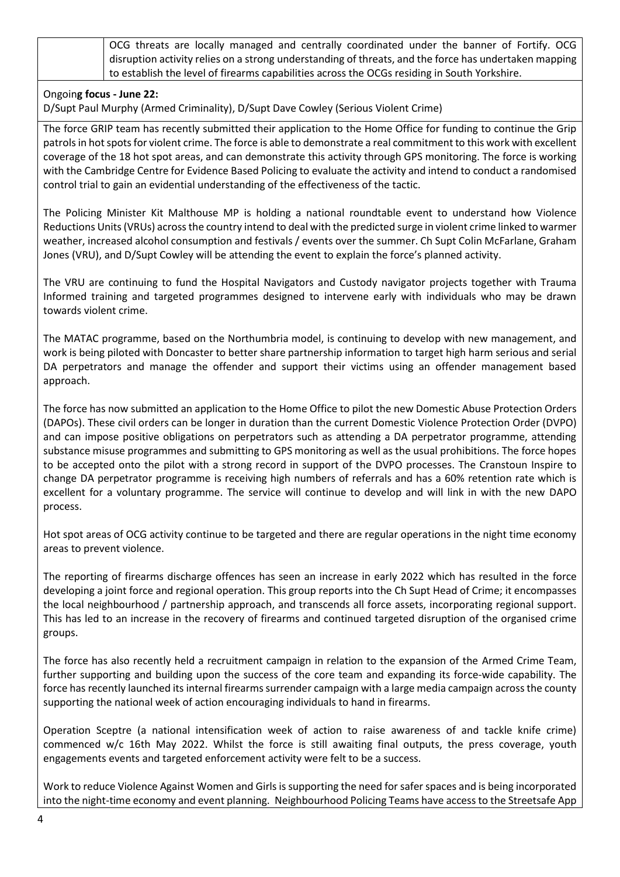OCG threats are locally managed and centrally coordinated under the banner of Fortify. OCG disruption activity relies on a strong understanding of threats, and the force has undertaken mapping to establish the level of firearms capabilities across the OCGs residing in South Yorkshire.

Ongoin**g focus - June 22:**

D/Supt Paul Murphy (Armed Criminality), D/Supt Dave Cowley (Serious Violent Crime)

The force GRIP team has recently submitted their application to the Home Office for funding to continue the Grip patrols in hot spots for violent crime. The force is able to demonstrate a real commitment to this work with excellent coverage of the 18 hot spot areas, and can demonstrate this activity through GPS monitoring. The force is working with the Cambridge Centre for Evidence Based Policing to evaluate the activity and intend to conduct a randomised control trial to gain an evidential understanding of the effectiveness of the tactic.

The Policing Minister Kit Malthouse MP is holding a national roundtable event to understand how Violence Reductions Units (VRUs) across the country intend to deal with the predicted surge in violent crime linked to warmer weather, increased alcohol consumption and festivals / events over the summer. Ch Supt Colin McFarlane, Graham Jones (VRU), and D/Supt Cowley will be attending the event to explain the force's planned activity.

The VRU are continuing to fund the Hospital Navigators and Custody navigator projects together with Trauma Informed training and targeted programmes designed to intervene early with individuals who may be drawn towards violent crime.

The MATAC programme, based on the Northumbria model, is continuing to develop with new management, and work is being piloted with Doncaster to better share partnership information to target high harm serious and serial DA perpetrators and manage the offender and support their victims using an offender management based approach.

The force has now submitted an application to the Home Office to pilot the new Domestic Abuse Protection Orders (DAPOs). These civil orders can be longer in duration than the current Domestic Violence Protection Order (DVPO) and can impose positive obligations on perpetrators such as attending a DA perpetrator programme, attending substance misuse programmes and submitting to GPS monitoring as well as the usual prohibitions. The force hopes to be accepted onto the pilot with a strong record in support of the DVPO processes. The Cranstoun Inspire to change DA perpetrator programme is receiving high numbers of referrals and has a 60% retention rate which is excellent for a voluntary programme. The service will continue to develop and will link in with the new DAPO process.

Hot spot areas of OCG activity continue to be targeted and there are regular operations in the night time economy areas to prevent violence.

The reporting of firearms discharge offences has seen an increase in early 2022 which has resulted in the force developing a joint force and regional operation. This group reports into the Ch Supt Head of Crime; it encompasses the local neighbourhood / partnership approach, and transcends all force assets, incorporating regional support. This has led to an increase in the recovery of firearms and continued targeted disruption of the organised crime groups.

The force has also recently held a recruitment campaign in relation to the expansion of the Armed Crime Team, further supporting and building upon the success of the core team and expanding its force-wide capability. The force has recently launched its internal firearms surrender campaign with a large media campaign across the county supporting the national week of action encouraging individuals to hand in firearms.

Operation Sceptre (a national intensification week of action to raise awareness of and tackle knife crime) commenced w/c 16th May 2022. Whilst the force is still awaiting final outputs, the press coverage, youth engagements events and targeted enforcement activity were felt to be a success.

Work to reduce Violence Against Women and Girls is supporting the need for safer spaces and is being incorporated into the night-time economy and event planning. Neighbourhood Policing Teams have access to the Streetsafe App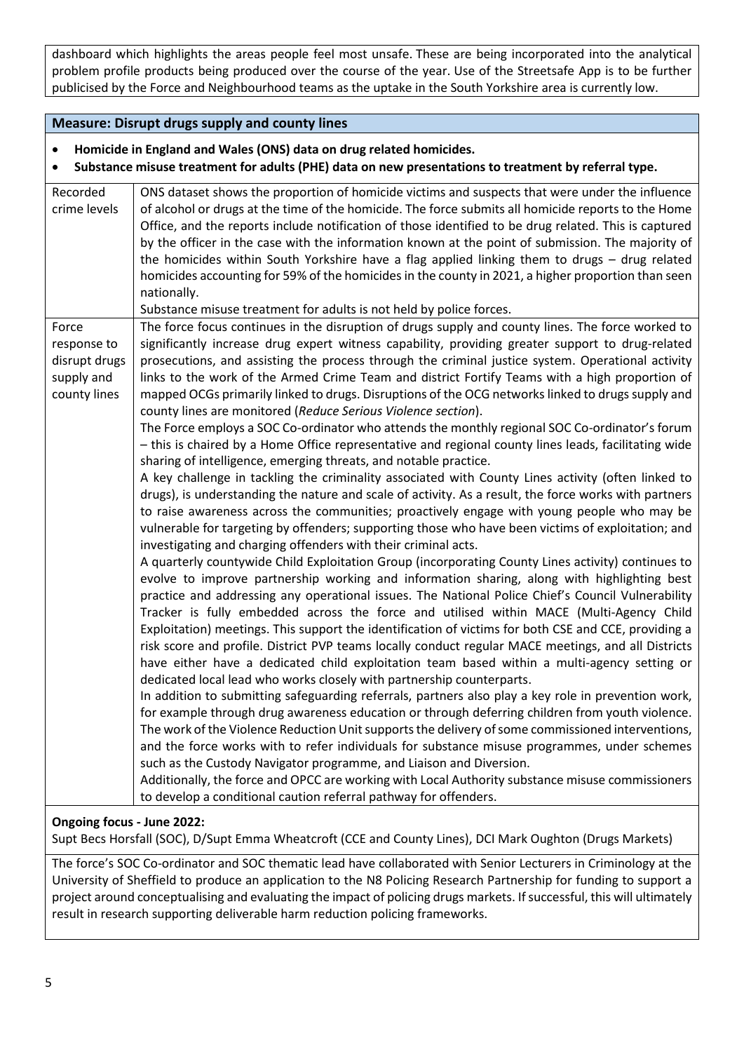dashboard which highlights the areas people feel most unsafe. These are being incorporated into the analytical problem profile products being produced over the course of the year. Use of the Streetsafe App is to be further publicised by the Force and Neighbourhood teams as the uptake in the South Yorkshire area is currently low.

## Measure: Disrupt drugs supply and county lines

- **Homicide in England and Wales (ONS) data on drug related homicides.**
- **Substance misuse treatment for adults (PHE) data on new presentations to treatment by referral type.**

| | |
|---|---|
| Recorded crime levels | ONS dataset shows the proportion of homicide victims and suspects that were under the influence of alcohol or drugs at the time of the homicide. The force submits all homicide reports to the Home Office, and the reports include notification of those identified to be drug related. This is captured by the officer in the case with the information known at the point of submission. The majority of the homicides within South Yorkshire have a flag applied linking them to drugs – drug related homicides accounting for 59% of the homicides in the county in 2021, a higher proportion than seen nationally.<br>Substance misuse treatment for adults is not held by police forces. |
| Force response to disrupt drugs supply and county lines | The force focus continues in the disruption of drugs supply and county lines. The force worked to significantly increase drug expert witness capability, providing greater support to drug-related prosecutions, and assisting the process through the criminal justice system. Operational activity links to the work of the Armed Crime Team and district Fortify Teams with a high proportion of mapped OCGs primarily linked to drugs. Disruptions of the OCG networks linked to drugs supply and county lines are monitored (*Reduce Serious Violence section*).<br>The Force employs a SOC Co-ordinator who attends the monthly regional SOC Co-ordinator's forum – this is chaired by a Home Office representative and regional county lines leads, facilitating wide sharing of intelligence, emerging threats, and notable practice.<br>A key challenge in tackling the criminality associated with County Lines activity (often linked to drugs), is understanding the nature and scale of activity. As a result, the force works with partners to raise awareness across the communities; proactively engage with young people who may be vulnerable for targeting by offenders; supporting those who have been victims of exploitation; and investigating and charging offenders with their criminal acts.<br>A quarterly countywide Child Exploitation Group (incorporating County Lines activity) continues to evolve to improve partnership working and information sharing, along with highlighting best practice and addressing any operational issues. The National Police Chief's Council Vulnerability Tracker is fully embedded across the force and utilised within MACE (Multi-Agency Child Exploitation) meetings. This support the identification of victims for both CSE and CCE, providing a risk score and profile. District PVP teams locally conduct regular MACE meetings, and all Districts have either have a dedicated child exploitation team based within a multi-agency setting or dedicated local lead who works closely with partnership counterparts.<br>In addition to submitting safeguarding referrals, partners also play a key role in prevention work, for example through drug awareness education or through deferring children from youth violence. The work of the Violence Reduction Unit supports the delivery of some commissioned interventions, and the force works with to refer individuals for substance misuse programmes, under schemes such as the Custody Navigator programme, and Liaison and Diversion.<br>Additionally, the force and OPCC are working with Local Authority substance misuse commissioners to develop a conditional caution referral pathway for offenders. |

**Ongoing focus - June 2022:**
Supt Becs Horsfall (SOC), D/Supt Emma Wheatcroft (CCE and County Lines), DCI Mark Oughton (Drugs Markets)

The force's SOC Co-ordinator and SOC thematic lead have collaborated with Senior Lecturers in Criminology at the University of Sheffield to produce an application to the N8 Policing Research Partnership for funding to support a project around conceptualising and evaluating the impact of policing drugs markets. If successful, this will ultimately result in research supporting deliverable harm reduction policing frameworks.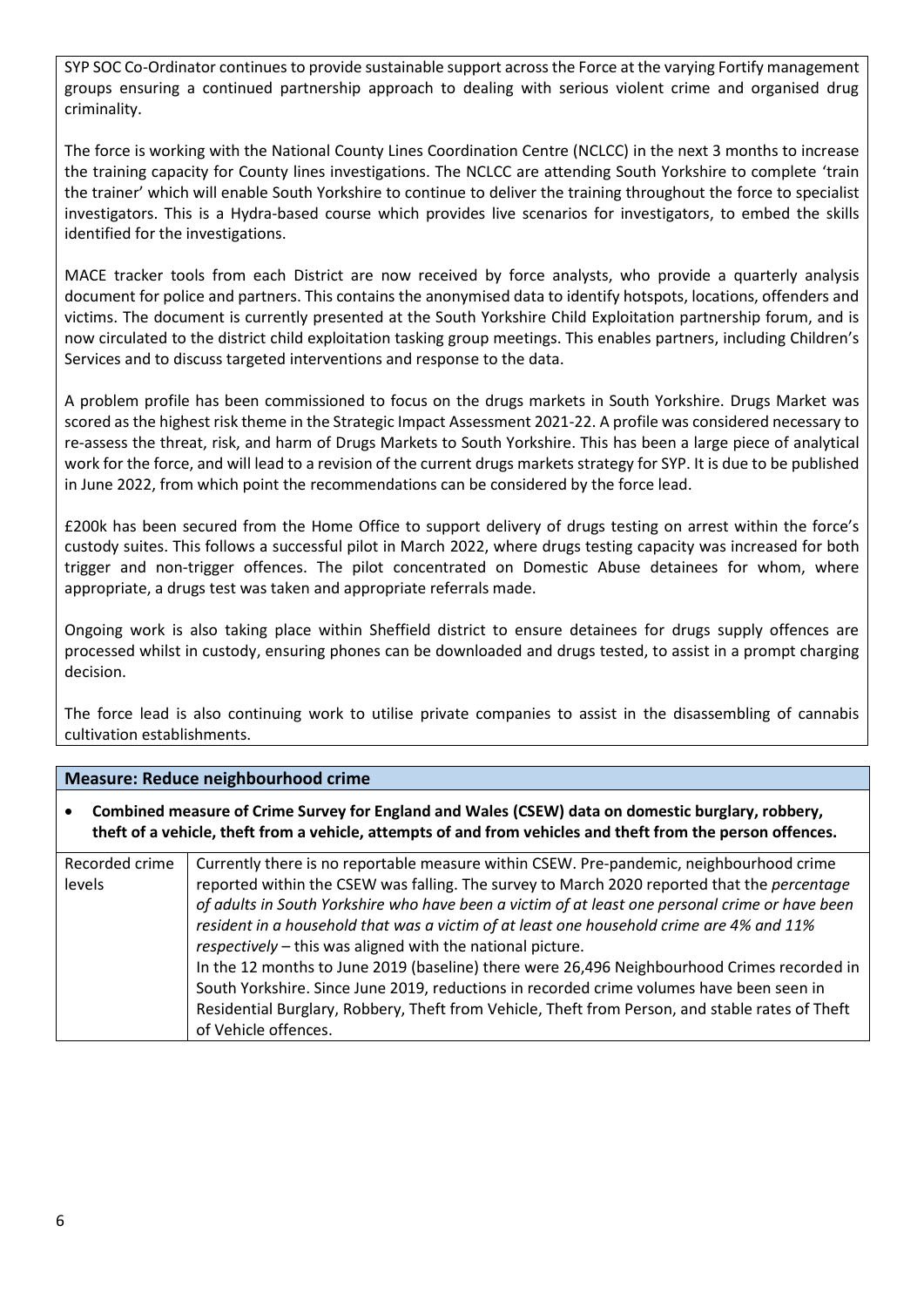SYP SOC Co-Ordinator continues to provide sustainable support across the Force at the varying Fortify management groups ensuring a continued partnership approach to dealing with serious violent crime and organised drug criminality.

The force is working with the National County Lines Coordination Centre (NCLCC) in the next 3 months to increase the training capacity for County lines investigations. The NCLCC are attending South Yorkshire to complete 'train the trainer' which will enable South Yorkshire to continue to deliver the training throughout the force to specialist investigators. This is a Hydra-based course which provides live scenarios for investigators, to embed the skills identified for the investigations.

MACE tracker tools from each District are now received by force analysts, who provide a quarterly analysis document for police and partners. This contains the anonymised data to identify hotspots, locations, offenders and victims. The document is currently presented at the South Yorkshire Child Exploitation partnership forum, and is now circulated to the district child exploitation tasking group meetings. This enables partners, including Children's Services and to discuss targeted interventions and response to the data.

A problem profile has been commissioned to focus on the drugs markets in South Yorkshire. Drugs Market was scored as the highest risk theme in the Strategic Impact Assessment 2021-22. A profile was considered necessary to re-assess the threat, risk, and harm of Drugs Markets to South Yorkshire. This has been a large piece of analytical work for the force, and will lead to a revision of the current drugs markets strategy for SYP. It is due to be published in June 2022, from which point the recommendations can be considered by the force lead.

£200k has been secured from the Home Office to support delivery of drugs testing on arrest within the force's custody suites. This follows a successful pilot in March 2022, where drugs testing capacity was increased for both trigger and non-trigger offences. The pilot concentrated on Domestic Abuse detainees for whom, where appropriate, a drugs test was taken and appropriate referrals made.

Ongoing work is also taking place within Sheffield district to ensure detainees for drugs supply offences are processed whilst in custody, ensuring phones can be downloaded and drugs tested, to assist in a prompt charging decision.

The force lead is also continuing work to utilise private companies to assist in the disassembling of cannabis cultivation establishments.

**Measure: Reduce neighbourhood crime**

- **Combined measure of Crime Survey for England and Wales (CSEW) data on domestic burglary, robbery, theft of a vehicle, theft from a vehicle, attempts of and from vehicles and theft from the person offences.**

| | |
|---|---|
| Recorded crime levels | Currently there is no reportable measure within CSEW. Pre-pandemic, neighbourhood crime reported within the CSEW was falling. The survey to March 2020 reported that the *percentage of adults in South Yorkshire who have been a victim of at least one personal crime or have been resident in a household that was a victim of at least one household crime are 4% and 11% respectively* – this was aligned with the national picture.<br>In the 12 months to June 2019 (baseline) there were 26,496 Neighbourhood Crimes recorded in South Yorkshire. Since June 2019, reductions in recorded crime volumes have been seen in Residential Burglary, Robbery, Theft from Vehicle, Theft from Person, and stable rates of Theft of Vehicle offences. |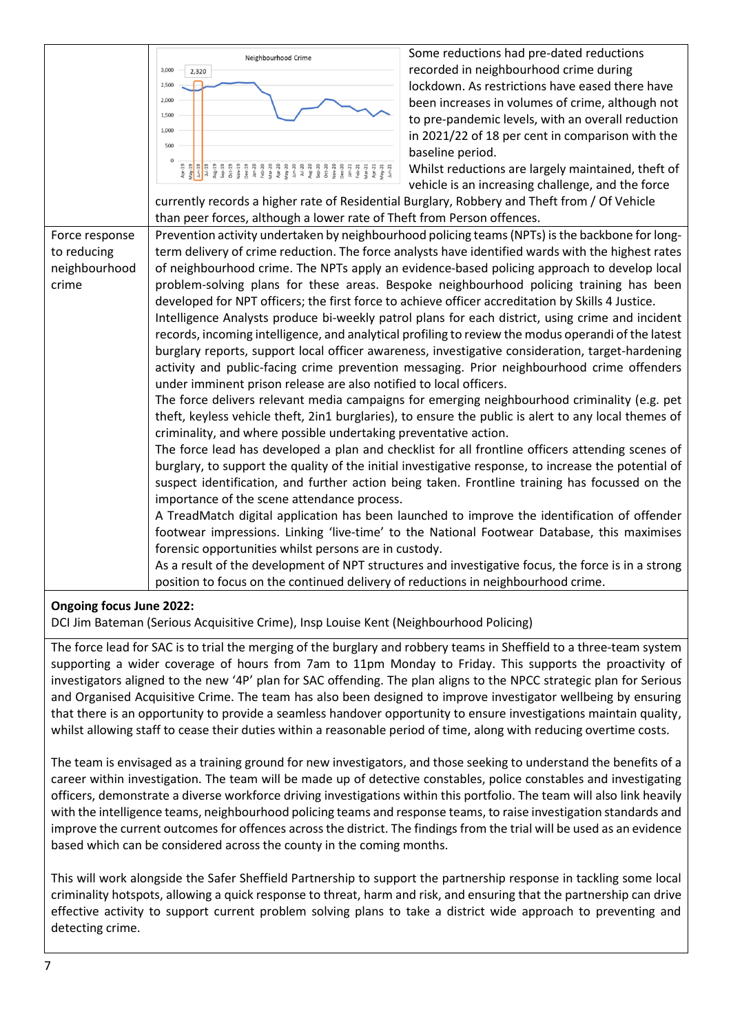| | |
|---|---|
| | Neighbourhood Crime<br><br>Some reductions had pre-dated reductions recorded in neighbourhood crime during lockdown. As restrictions have eased there have been increases in volumes of crime, although not to pre-pandemic levels, with an overall reduction in 2021/22 of 18 per cent in comparison with the baseline period.<br>Whilst reductions are largely maintained, theft of vehicle is an increasing challenge, and the force currently records a higher rate of Residential Burglary, Robbery and Theft from / Of Vehicle than peer forces, although a lower rate of Theft from Person offences. |
| Force response to reducing neighbourhood crime | Prevention activity undertaken by neighbourhood policing teams (NPTs) is the backbone for long-term delivery of crime reduction. The force analysts have identified wards with the highest rates of neighbourhood crime. The NPTs apply an evidence-based policing approach to develop local problem-solving plans for these areas. Bespoke neighbourhood policing training has been developed for NPT officers; the first force to achieve officer accreditation by Skills 4 Justice.<br>Intelligence Analysts produce bi-weekly patrol plans for each district, using crime and incident records, incoming intelligence, and analytical profiling to review the modus operandi of the latest burglary reports, support local officer awareness, investigative consideration, target-hardening activity and public-facing crime prevention messaging. Prior neighbourhood crime offenders under imminent prison release are also notified to local officers.<br>The force delivers relevant media campaigns for emerging neighbourhood criminality (e.g. pet theft, keyless vehicle theft, 2in1 burglaries), to ensure the public is alert to any local themes of criminality, and where possible undertaking preventative action.<br>The force lead has developed a plan and checklist for all frontline officers attending scenes of burglary, to support the quality of the initial investigative response, to increase the potential of suspect identification, and further action being taken. Frontline training has focussed on the importance of the scene attendance process.<br>A TreadMatch digital application has been launched to improve the identification of offender footwear impressions. Linking 'live-time' to the National Footwear Database, this maximises forensic opportunities whilst persons are in custody.<br>As a result of the development of NPT structures and investigative focus, the force is in a strong position to focus on the continued delivery of reductions in neighbourhood crime. |

**Ongoing focus June 2022:**
DCI Jim Bateman (Serious Acquisitive Crime), Insp Louise Kent (Neighbourhood Policing)

The force lead for SAC is to trial the merging of the burglary and robbery teams in Sheffield to a three-team system supporting a wider coverage of hours from 7am to 11pm Monday to Friday. This supports the proactivity of investigators aligned to the new '4P' plan for SAC offending. The plan aligns to the NPCC strategic plan for Serious and Organised Acquisitive Crime. The team has also been designed to improve investigator wellbeing by ensuring that there is an opportunity to provide a seamless handover opportunity to ensure investigations maintain quality, whilst allowing staff to cease their duties within a reasonable period of time, along with reducing overtime costs.

The team is envisaged as a training ground for new investigators, and those seeking to understand the benefits of a career within investigation. The team will be made up of detective constables, police constables and investigating officers, demonstrate a diverse workforce driving investigations within this portfolio. The team will also link heavily with the intelligence teams, neighbourhood policing teams and response teams, to raise investigation standards and improve the current outcomes for offences across the district. The findings from the trial will be used as an evidence based which can be considered across the county in the coming months.

This will work alongside the Safer Sheffield Partnership to support the partnership response in tackling some local criminality hotspots, allowing a quick response to threat, harm and risk, and ensuring that the partnership can drive effective activity to support current problem solving plans to take a district wide approach to preventing and detecting crime.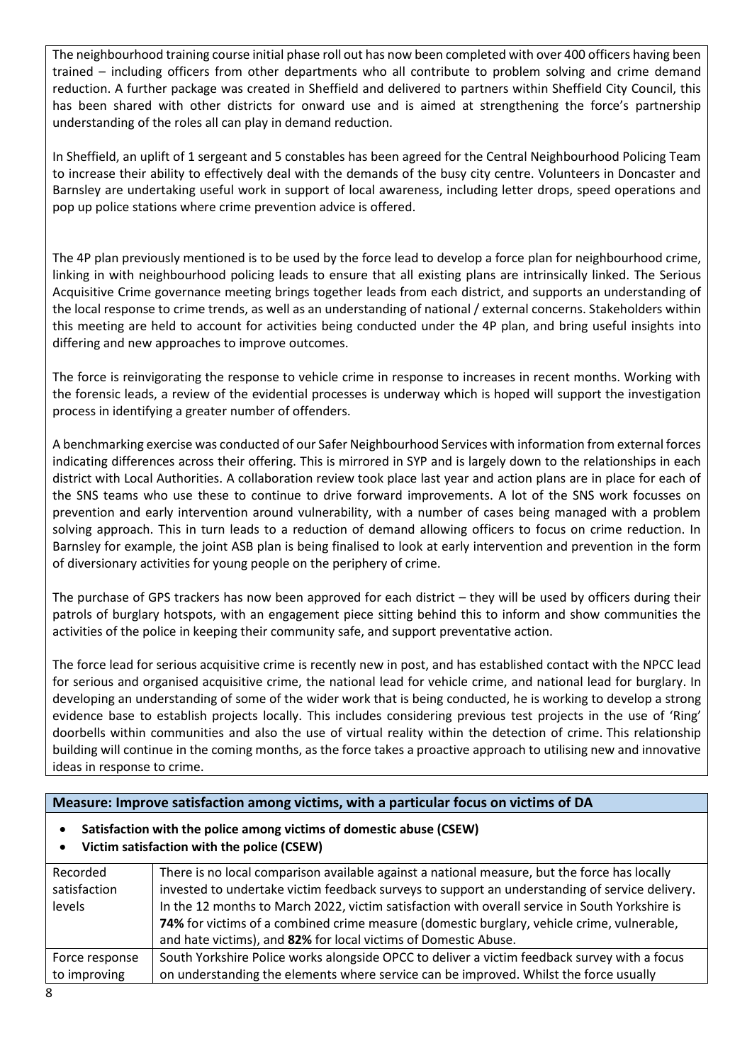The neighbourhood training course initial phase roll out has now been completed with over 400 officers having been trained – including officers from other departments who all contribute to problem solving and crime demand reduction. A further package was created in Sheffield and delivered to partners within Sheffield City Council, this has been shared with other districts for onward use and is aimed at strengthening the force's partnership understanding of the roles all can play in demand reduction.

In Sheffield, an uplift of 1 sergeant and 5 constables has been agreed for the Central Neighbourhood Policing Team to increase their ability to effectively deal with the demands of the busy city centre. Volunteers in Doncaster and Barnsley are undertaking useful work in support of local awareness, including letter drops, speed operations and pop up police stations where crime prevention advice is offered.

The 4P plan previously mentioned is to be used by the force lead to develop a force plan for neighbourhood crime, linking in with neighbourhood policing leads to ensure that all existing plans are intrinsically linked. The Serious Acquisitive Crime governance meeting brings together leads from each district, and supports an understanding of the local response to crime trends, as well as an understanding of national / external concerns. Stakeholders within this meeting are held to account for activities being conducted under the 4P plan, and bring useful insights into differing and new approaches to improve outcomes.

The force is reinvigorating the response to vehicle crime in response to increases in recent months. Working with the forensic leads, a review of the evidential processes is underway which is hoped will support the investigation process in identifying a greater number of offenders.

A benchmarking exercise was conducted of our Safer Neighbourhood Services with information from external forces indicating differences across their offering. This is mirrored in SYP and is largely down to the relationships in each district with Local Authorities. A collaboration review took place last year and action plans are in place for each of the SNS teams who use these to continue to drive forward improvements. A lot of the SNS work focusses on prevention and early intervention around vulnerability, with a number of cases being managed with a problem solving approach. This in turn leads to a reduction of demand allowing officers to focus on crime reduction. In Barnsley for example, the joint ASB plan is being finalised to look at early intervention and prevention in the form of diversionary activities for young people on the periphery of crime.

The purchase of GPS trackers has now been approved for each district – they will be used by officers during their patrols of burglary hotspots, with an engagement piece sitting behind this to inform and show communities the activities of the police in keeping their community safe, and support preventative action.

The force lead for serious acquisitive crime is recently new in post, and has established contact with the NPCC lead for serious and organised acquisitive crime, the national lead for vehicle crime, and national lead for burglary. In developing an understanding of some of the wider work that is being conducted, he is working to develop a strong evidence base to establish projects locally. This includes considering previous test projects in the use of 'Ring' doorbells within communities and also the use of virtual reality within the detection of crime. This relationship building will continue in the coming months, as the force takes a proactive approach to utilising new and innovative ideas in response to crime.

**Measure: Improve satisfaction among victims, with a particular focus on victims of DA**

- **Satisfaction with the police among victims of domestic abuse (CSEW)**
- **Victim satisfaction with the police (CSEW)**

| | |
|---|---|
| Recorded satisfaction levels | There is no local comparison available against a national measure, but the force has locally invested to undertake victim feedback surveys to support an understanding of service delivery. In the 12 months to March 2022, victim satisfaction with overall service in South Yorkshire is **74%** for victims of a combined crime measure (domestic burglary, vehicle crime, vulnerable, and hate victims), and **82%** for local victims of Domestic Abuse. |
| Force response to improving | South Yorkshire Police works alongside OPCC to deliver a victim feedback survey with a focus on understanding the elements where service can be improved. Whilst the force usually |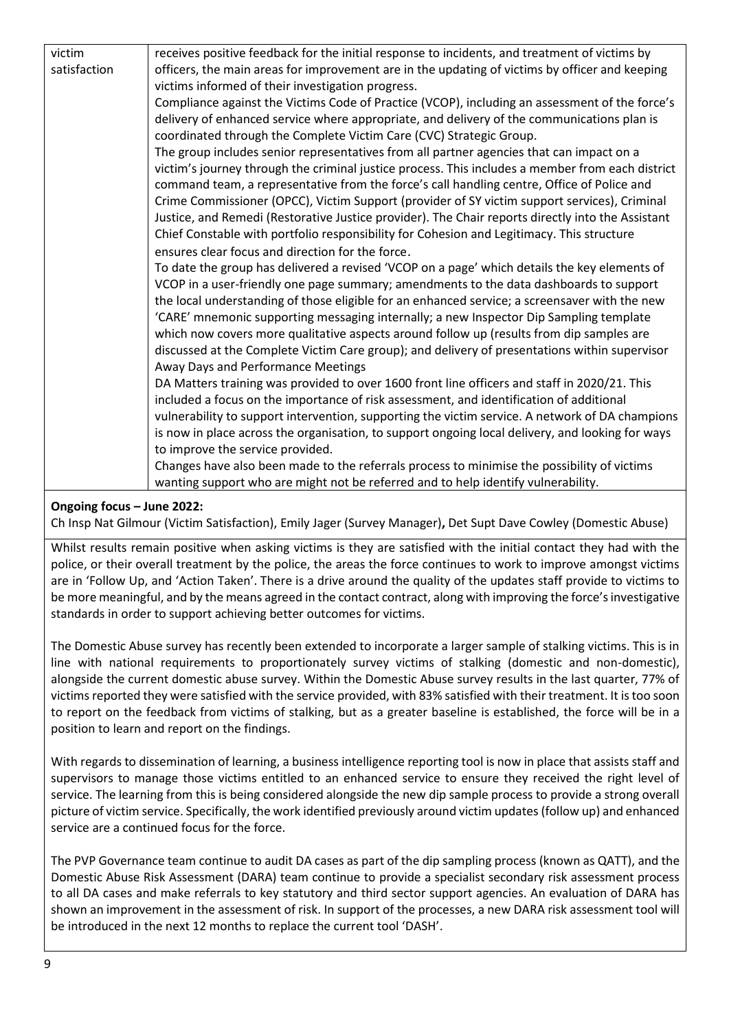| victim satisfaction | receives positive feedback for the initial response to incidents, and treatment of victims by officers, the main areas for improvement are in the updating of victims by officer and keeping victims informed of their investigation progress.<br>Compliance against the Victims Code of Practice (VCOP), including an assessment of the force's delivery of enhanced service where appropriate, and delivery of the communications plan is coordinated through the Complete Victim Care (CVC) Strategic Group.<br>The group includes senior representatives from all partner agencies that can impact on a victim's journey through the criminal justice process. This includes a member from each district command team, a representative from the force's call handling centre, Office of Police and Crime Commissioner (OPCC), Victim Support (provider of SY victim support services), Criminal Justice, and Remedi (Restorative Justice provider). The Chair reports directly into the Assistant Chief Constable with portfolio responsibility for Cohesion and Legitimacy. This structure ensures clear focus and direction for the force.<br>To date the group has delivered a revised 'VCOP on a page' which details the key elements of VCOP in a user-friendly one page summary; amendments to the data dashboards to support the local understanding of those eligible for an enhanced service; a screensaver with the new 'CARE' mnemonic supporting messaging internally; a new Inspector Dip Sampling template which now covers more qualitative aspects around follow up (results from dip samples are discussed at the Complete Victim Care group); and delivery of presentations within supervisor Away Days and Performance Meetings<br>DA Matters training was provided to over 1600 front line officers and staff in 2020/21. This included a focus on the importance of risk assessment, and identification of additional vulnerability to support intervention, supporting the victim service. A network of DA champions is now in place across the organisation, to support ongoing local delivery, and looking for ways to improve the service provided.<br>Changes have also been made to the referrals process to minimise the possibility of victims wanting support who are might not be referred and to help identify vulnerability. |
|---|---|

**Ongoing focus – June 2022:**

Ch Insp Nat Gilmour (Victim Satisfaction), Emily Jager (Survey Manager)**,** Det Supt Dave Cowley (Domestic Abuse)

Whilst results remain positive when asking victims is they are satisfied with the initial contact they had with the police, or their overall treatment by the police, the areas the force continues to work to improve amongst victims are in 'Follow Up, and 'Action Taken'. There is a drive around the quality of the updates staff provide to victims to be more meaningful, and by the means agreed in the contact contract, along with improving the force's investigative standards in order to support achieving better outcomes for victims.

The Domestic Abuse survey has recently been extended to incorporate a larger sample of stalking victims. This is in line with national requirements to proportionately survey victims of stalking (domestic and non-domestic), alongside the current domestic abuse survey. Within the Domestic Abuse survey results in the last quarter, 77% of victims reported they were satisfied with the service provided, with 83% satisfied with their treatment. It is too soon to report on the feedback from victims of stalking, but as a greater baseline is established, the force will be in a position to learn and report on the findings.

With regards to dissemination of learning, a business intelligence reporting tool is now in place that assists staff and supervisors to manage those victims entitled to an enhanced service to ensure they received the right level of service. The learning from this is being considered alongside the new dip sample process to provide a strong overall picture of victim service. Specifically, the work identified previously around victim updates (follow up) and enhanced service are a continued focus for the force.

The PVP Governance team continue to audit DA cases as part of the dip sampling process (known as QATT), and the Domestic Abuse Risk Assessment (DARA) team continue to provide a specialist secondary risk assessment process to all DA cases and make referrals to key statutory and third sector support agencies. An evaluation of DARA has shown an improvement in the assessment of risk. In support of the processes, a new DARA risk assessment tool will be introduced in the next 12 months to replace the current tool 'DASH'.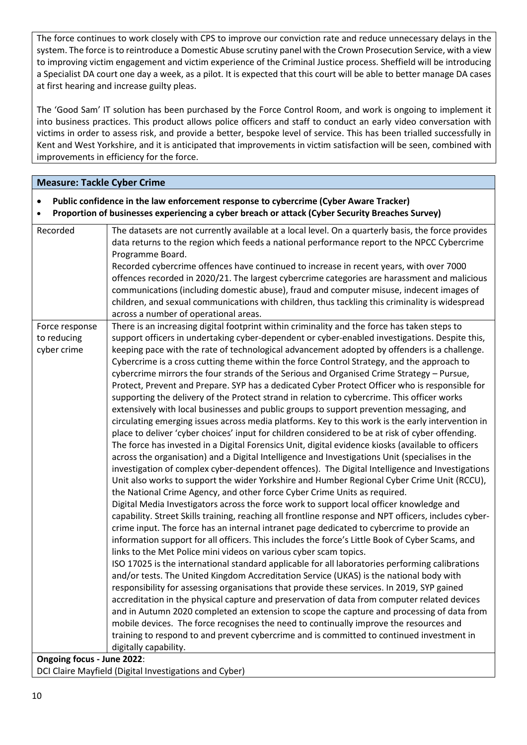The force continues to work closely with CPS to improve our conviction rate and reduce unnecessary delays in the system. The force is to reintroduce a Domestic Abuse scrutiny panel with the Crown Prosecution Service, with a view to improving victim engagement and victim experience of the Criminal Justice process. Sheffield will be introducing a Specialist DA court one day a week, as a pilot. It is expected that this court will be able to better manage DA cases at first hearing and increase guilty pleas.

The 'Good Sam' IT solution has been purchased by the Force Control Room, and work is ongoing to implement it into business practices. This product allows police officers and staff to conduct an early video conversation with victims in order to assess risk, and provide a better, bespoke level of service. This has been trialled successfully in Kent and West Yorkshire, and it is anticipated that improvements in victim satisfaction will be seen, combined with improvements in efficiency for the force.

**Measure: Tackle Cyber Crime**

- **Public confidence in the law enforcement response to cybercrime (Cyber Aware Tracker)**
- **Proportion of businesses experiencing a cyber breach or attack (Cyber Security Breaches Survey)**

| | |
|---|---|
| Recorded | The datasets are not currently available at a local level. On a quarterly basis, the force provides data returns to the region which feeds a national performance report to the NPCC Cybercrime Programme Board.<br>Recorded cybercrime offences have continued to increase in recent years, with over 7000 offences recorded in 2020/21. The largest cybercrime categories are harassment and malicious communications (including domestic abuse), fraud and computer misuse, indecent images of children, and sexual communications with children, thus tackling this criminality is widespread across a number of operational areas. |
| Force response to reducing cyber crime | There is an increasing digital footprint within criminality and the force has taken steps to support officers in undertaking cyber-dependent or cyber-enabled investigations. Despite this, keeping pace with the rate of technological advancement adopted by offenders is a challenge. Cybercrime is a cross cutting theme within the force Control Strategy, and the approach to cybercrime mirrors the four strands of the Serious and Organised Crime Strategy – Pursue, Protect, Prevent and Prepare. SYP has a dedicated Cyber Protect Officer who is responsible for supporting the delivery of the Protect strand in relation to cybercrime. This officer works extensively with local businesses and public groups to support prevention messaging, and circulating emerging issues across media platforms. Key to this work is the early intervention in place to deliver 'cyber choices' input for children considered to be at risk of cyber offending.<br>The force has invested in a Digital Forensics Unit, digital evidence kiosks (available to officers across the organisation) and a Digital Intelligence and Investigations Unit (specialises in the investigation of complex cyber-dependent offences). The Digital Intelligence and Investigations Unit also works to support the wider Yorkshire and Humber Regional Cyber Crime Unit (RCCU), the National Crime Agency, and other force Cyber Crime Units as required.<br>Digital Media Investigators across the force work to support local officer knowledge and capability. Street Skills training, reaching all frontline response and NPT officers, includes cyber-crime input. The force has an internal intranet page dedicated to cybercrime to provide an information support for all officers. This includes the force's Little Book of Cyber Scams, and links to the Met Police mini videos on various cyber scam topics.<br>ISO 17025 is the international standard applicable for all laboratories performing calibrations and/or tests. The United Kingdom Accreditation Service (UKAS) is the national body with responsibility for assessing organisations that provide these services. In 2019, SYP gained accreditation in the physical capture and preservation of data from computer related devices and in Autumn 2020 completed an extension to scope the capture and processing of data from mobile devices. The force recognises the need to continually improve the resources and training to respond to and prevent cybercrime and is committed to continued investment in digitally capability. |

**Ongoing focus - June 2022**:
DCI Claire Mayfield (Digital Investigations and Cyber)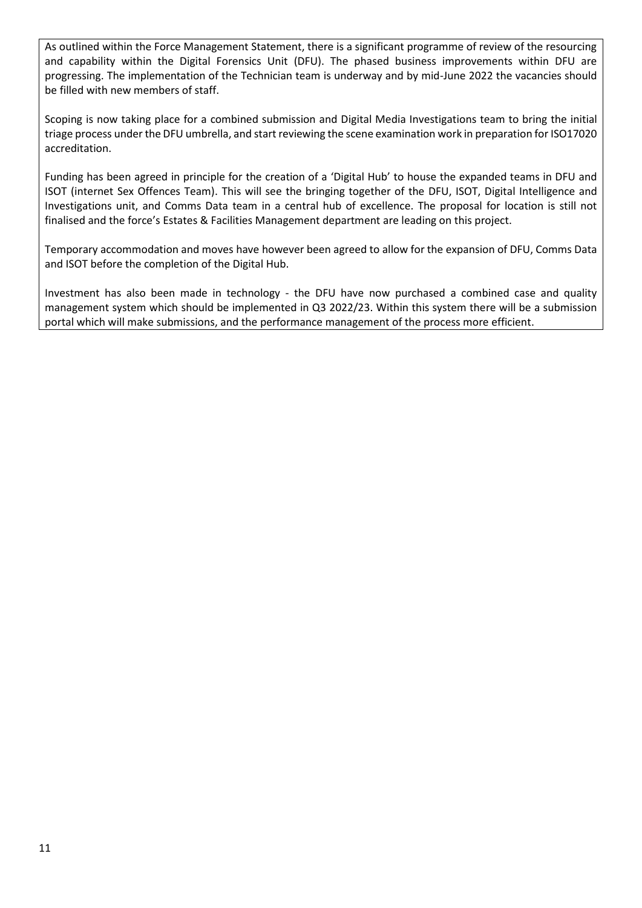As outlined within the Force Management Statement, there is a significant programme of review of the resourcing and capability within the Digital Forensics Unit (DFU). The phased business improvements within DFU are progressing. The implementation of the Technician team is underway and by mid-June 2022 the vacancies should be filled with new members of staff.

Scoping is now taking place for a combined submission and Digital Media Investigations team to bring the initial triage process under the DFU umbrella, and start reviewing the scene examination work in preparation for ISO17020 accreditation.

Funding has been agreed in principle for the creation of a 'Digital Hub' to house the expanded teams in DFU and ISOT (internet Sex Offences Team). This will see the bringing together of the DFU, ISOT, Digital Intelligence and Investigations unit, and Comms Data team in a central hub of excellence. The proposal for location is still not finalised and the force's Estates & Facilities Management department are leading on this project.

Temporary accommodation and moves have however been agreed to allow for the expansion of DFU, Comms Data and ISOT before the completion of the Digital Hub.

Investment has also been made in technology - the DFU have now purchased a combined case and quality management system which should be implemented in Q3 2022/23. Within this system there will be a submission portal which will make submissions, and the performance management of the process more efficient.